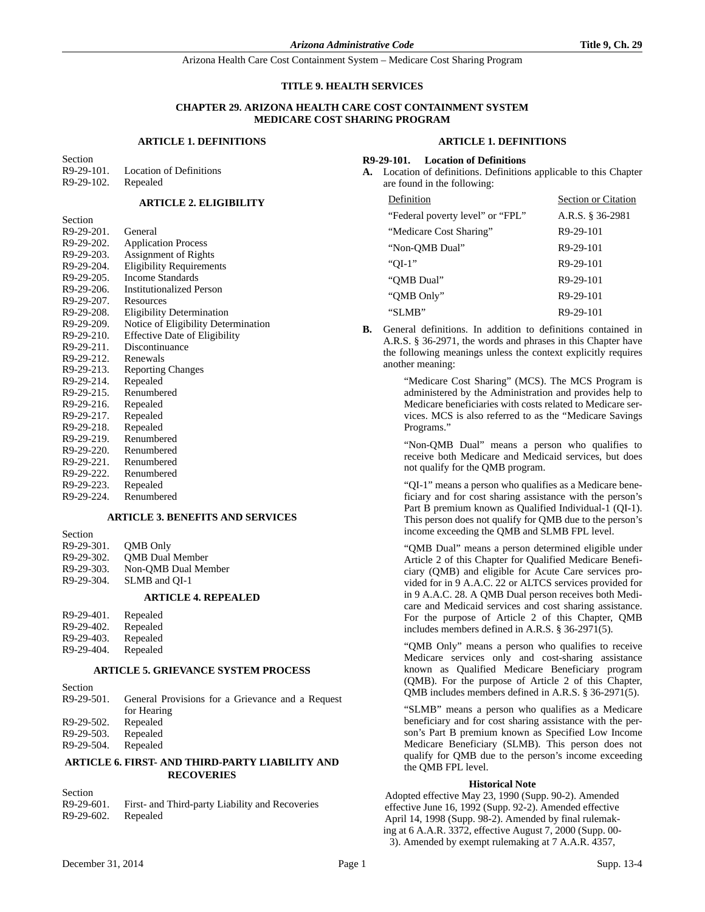# TITLE 9. HEALTH SERVICES

## CHAPTER 29. ARIZONA HEALTH CARE COST CONTAINMENT SYSTEM MEDICARE COST SHARING PROGRAM

### ARTICLE 1. DEFINITIONS

| Section | |
|---|---|
| R9-29-101. | Location of Definitions |
| R9-29-102. | Repealed |

### ARTICLE 2. ELIGIBILITY

| Section | |
|---|---|
| R9-29-201. | General |
| R9-29-202. | Application Process |
| R9-29-203. | Assignment of Rights |
| R9-29-204. | Eligibility Requirements |
| R9-29-205. | Income Standards |
| R9-29-206. | Institutionalized Person |
| R9-29-207. | Resources |
| R9-29-208. | Eligibility Determination |
| R9-29-209. | Notice of Eligibility Determination |
| R9-29-210. | Effective Date of Eligibility |
| R9-29-211. | Discontinuance |
| R9-29-212. | Renewals |
| R9-29-213. | Reporting Changes |
| R9-29-214. | Repealed |
| R9-29-215. | Renumbered |
| R9-29-216. | Repealed |
| R9-29-217. | Repealed |
| R9-29-218. | Repealed |
| R9-29-219. | Renumbered |
| R9-29-220. | Renumbered |
| R9-29-221. | Renumbered |
| R9-29-222. | Renumbered |
| R9-29-223. | Repealed |
| R9-29-224. | Renumbered |

### ARTICLE 3. BENEFITS AND SERVICES

| Section | |
|---|---|
| R9-29-301. | QMB Only |
| R9-29-302. | QMB Dual Member |
| R9-29-303. | Non-QMB Dual Member |
| R9-29-304. | SLMB and QI-1 |

### ARTICLE 4. REPEALED

| | |
|---|---|
| R9-29-401. | Repealed |
| R9-29-402. | Repealed |
| R9-29-403. | Repealed |
| R9-29-404. | Repealed |

### ARTICLE 5. GRIEVANCE SYSTEM PROCESS

| Section | |
|---|---|
| R9-29-501. | General Provisions for a Grievance and a Request for Hearing |
| R9-29-502. | Repealed |
| R9-29-503. | Repealed |
| R9-29-504. | Repealed |

### ARTICLE 6. FIRST- AND THIRD-PARTY LIABILITY AND RECOVERIES

| Section | |
|---|---|
| R9-29-601. | First- and Third-party Liability and Recoveries |
| R9-29-602. | Repealed |

### ARTICLE 1. DEFINITIONS

**R9-29-101. Location of Definitions**

**A.** Location of definitions. Definitions applicable to this Chapter are found in the following:

| Definition | Section or Citation |
|---|---|
| "Federal poverty level" or "FPL" | A.R.S. § 36-2981 |
| "Medicare Cost Sharing" | R9-29-101 |
| "Non-QMB Dual" | R9-29-101 |
| "QI-1" | R9-29-101 |
| "QMB Dual" | R9-29-101 |
| "QMB Only" | R9-29-101 |
| "SLMB" | R9-29-101 |

**B.** General definitions. In addition to definitions contained in A.R.S. § 36-2971, the words and phrases in this Chapter have the following meanings unless the context explicitly requires another meaning:

"Medicare Cost Sharing" (MCS). The MCS Program is administered by the Administration and provides help to Medicare beneficiaries with costs related to Medicare services. MCS is also referred to as the "Medicare Savings Programs."

"Non-QMB Dual" means a person who qualifies to receive both Medicare and Medicaid services, but does not qualify for the QMB program.

"QI-1" means a person who qualifies as a Medicare beneficiary and for cost sharing assistance with the person's Part B premium known as Qualified Individual-1 (QI-1). This person does not qualify for QMB due to the person's income exceeding the QMB and SLMB FPL level.

"QMB Dual" means a person determined eligible under Article 2 of this Chapter for Qualified Medicare Beneficiary (QMB) and eligible for Acute Care services provided for in 9 A.A.C. 22 or ALTCS services provided for in 9 A.A.C. 28. A QMB Dual person receives both Medicare and Medicaid services and cost sharing assistance. For the purpose of Article 2 of this Chapter, QMB includes members defined in A.R.S. § 36-2971(5).

"QMB Only" means a person who qualifies to receive Medicare services only and cost-sharing assistance known as Qualified Medicare Beneficiary program (QMB). For the purpose of Article 2 of this Chapter, QMB includes members defined in A.R.S. § 36-2971(5).

"SLMB" means a person who qualifies as a Medicare beneficiary and for cost sharing assistance with the person's Part B premium known as Specified Low Income Medicare Beneficiary (SLMB). This person does not qualify for QMB due to the person's income exceeding the QMB FPL level.

**Historical Note**

Adopted effective May 23, 1990 (Supp. 90-2). Amended effective June 16, 1992 (Supp. 92-2). Amended effective April 14, 1998 (Supp. 98-2). Amended by final rulemaking at 6 A.A.R. 3372, effective August 7, 2000 (Supp. 00-3). Amended by exempt rulemaking at 7 A.A.R. 4357,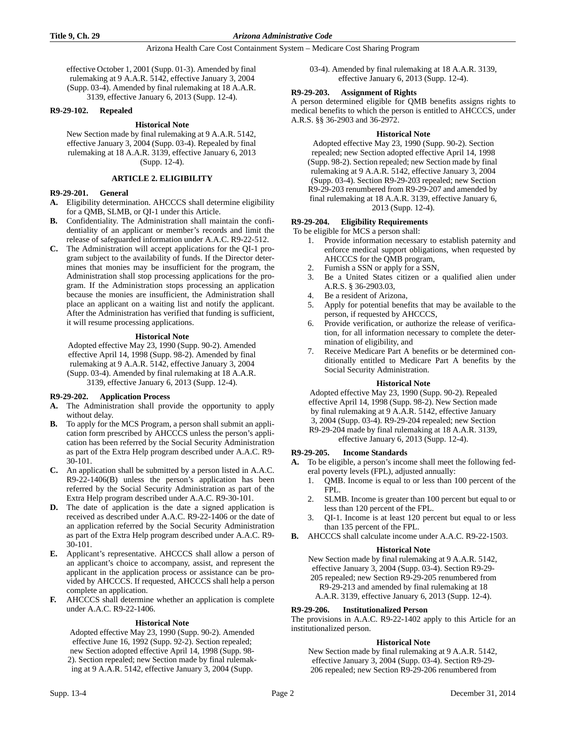effective October 1, 2001 (Supp. 01-3). Amended by final rulemaking at 9 A.A.R. 5142, effective January 3, 2004 (Supp. 03-4). Amended by final rulemaking at 18 A.A.R. 3139, effective January 6, 2013 (Supp. 12-4).

**R9-29-102. Repealed**

**Historical Note**

New Section made by final rulemaking at 9 A.A.R. 5142, effective January 3, 2004 (Supp. 03-4). Repealed by final rulemaking at 18 A.A.R. 3139, effective January 6, 2013 (Supp. 12-4).

## ARTICLE 2. ELIGIBILITY

**R9-29-201. General**

**A.** Eligibility determination. AHCCCS shall determine eligibility for a QMB, SLMB, or QI-1 under this Article.

**B.** Confidentiality. The Administration shall maintain the confidentiality of an applicant or member's records and limit the release of safeguarded information under A.A.C. R9-22-512.

**C.** The Administration will accept applications for the QI-1 program subject to the availability of funds. If the Director determines that monies may be insufficient for the program, the Administration shall stop processing applications for the program. If the Administration stops processing an application because the monies are insufficient, the Administration shall place an applicant on a waiting list and notify the applicant. After the Administration has verified that funding is sufficient, it will resume processing applications.

**Historical Note**

Adopted effective May 23, 1990 (Supp. 90-2). Amended effective April 14, 1998 (Supp. 98-2). Amended by final rulemaking at 9 A.A.R. 5142, effective January 3, 2004 (Supp. 03-4). Amended by final rulemaking at 18 A.A.R. 3139, effective January 6, 2013 (Supp. 12-4).

**R9-29-202. Application Process**

**A.** The Administration shall provide the opportunity to apply without delay.

**B.** To apply for the MCS Program, a person shall submit an application form prescribed by AHCCCS unless the person's application has been referred by the Social Security Administration as part of the Extra Help program described under A.A.C. R9-30-101.

**C.** An application shall be submitted by a person listed in A.A.C. R9-22-1406(B) unless the person's application has been referred by the Social Security Administration as part of the Extra Help program described under A.A.C. R9-30-101.

**D.** The date of application is the date a signed application is received as described under A.A.C. R9-22-1406 or the date of an application referred by the Social Security Administration as part of the Extra Help program described under A.A.C. R9-30-101.

**E.** Applicant's representative. AHCCCS shall allow a person of an applicant's choice to accompany, assist, and represent the applicant in the application process or assistance can be provided by AHCCCS. If requested, AHCCCS shall help a person complete an application.

**F.** AHCCCS shall determine whether an application is complete under A.A.C. R9-22-1406.

**Historical Note**

Adopted effective May 23, 1990 (Supp. 90-2). Amended effective June 16, 1992 (Supp. 92-2). Section repealed; new Section adopted effective April 14, 1998 (Supp. 98-2). Section repealed; new Section made by final rulemaking at 9 A.A.R. 5142, effective January 3, 2004 (Supp. 03-4). Amended by final rulemaking at 18 A.A.R. 3139, effective January 6, 2013 (Supp. 12-4).

**R9-29-203. Assignment of Rights**

A person determined eligible for QMB benefits assigns rights to medical benefits to which the person is entitled to AHCCCS, under A.R.S. §§ 36-2903 and 36-2972.

**Historical Note**

Adopted effective May 23, 1990 (Supp. 90-2). Section repealed; new Section adopted effective April 14, 1998 (Supp. 98-2). Section repealed; new Section made by final rulemaking at 9 A.A.R. 5142, effective January 3, 2004 (Supp. 03-4). Section R9-29-203 repealed; new Section R9-29-203 renumbered from R9-29-207 and amended by final rulemaking at 18 A.A.R. 3139, effective January 6, 2013 (Supp. 12-4).

**R9-29-204. Eligibility Requirements**

To be eligible for MCS a person shall:

1. Provide information necessary to establish paternity and enforce medical support obligations, when requested by AHCCCS for the QMB program,
2. Furnish a SSN or apply for a SSN,
3. Be a United States citizen or a qualified alien under A.R.S. § 36-2903.03,
4. Be a resident of Arizona,
5. Apply for potential benefits that may be available to the person, if requested by AHCCCS,
6. Provide verification, or authorize the release of verification, for all information necessary to complete the determination of eligibility, and
7. Receive Medicare Part A benefits or be determined conditionally entitled to Medicare Part A benefits by the Social Security Administration.

**Historical Note**

Adopted effective May 23, 1990 (Supp. 90-2). Repealed effective April 14, 1998 (Supp. 98-2). New Section made by final rulemaking at 9 A.A.R. 5142, effective January 3, 2004 (Supp. 03-4). R9-29-204 repealed; new Section R9-29-204 made by final rulemaking at 18 A.A.R. 3139, effective January 6, 2013 (Supp. 12-4).

**R9-29-205. Income Standards**

**A.** To be eligible, a person's income shall meet the following federal poverty levels (FPL), adjusted annually:

1. QMB. Income is equal to or less than 100 percent of the FPL.
2. SLMB. Income is greater than 100 percent but equal to or less than 120 percent of the FPL.
3. QI-1. Income is at least 120 percent but equal to or less than 135 percent of the FPL.

**B.** AHCCCS shall calculate income under A.A.C. R9-22-1503.

**Historical Note**

New Section made by final rulemaking at 9 A.A.R. 5142, effective January 3, 2004 (Supp. 03-4). Section R9-29-205 repealed; new Section R9-29-205 renumbered from R9-29-213 and amended by final rulemaking at 18 A.A.R. 3139, effective January 6, 2013 (Supp. 12-4).

**R9-29-206. Institutionalized Person**

The provisions in A.A.C. R9-22-1402 apply to this Article for an institutionalized person.

**Historical Note**

New Section made by final rulemaking at 9 A.A.R. 5142, effective January 3, 2004 (Supp. 03-4). Section R9-29-206 repealed; new Section R9-29-206 renumbered from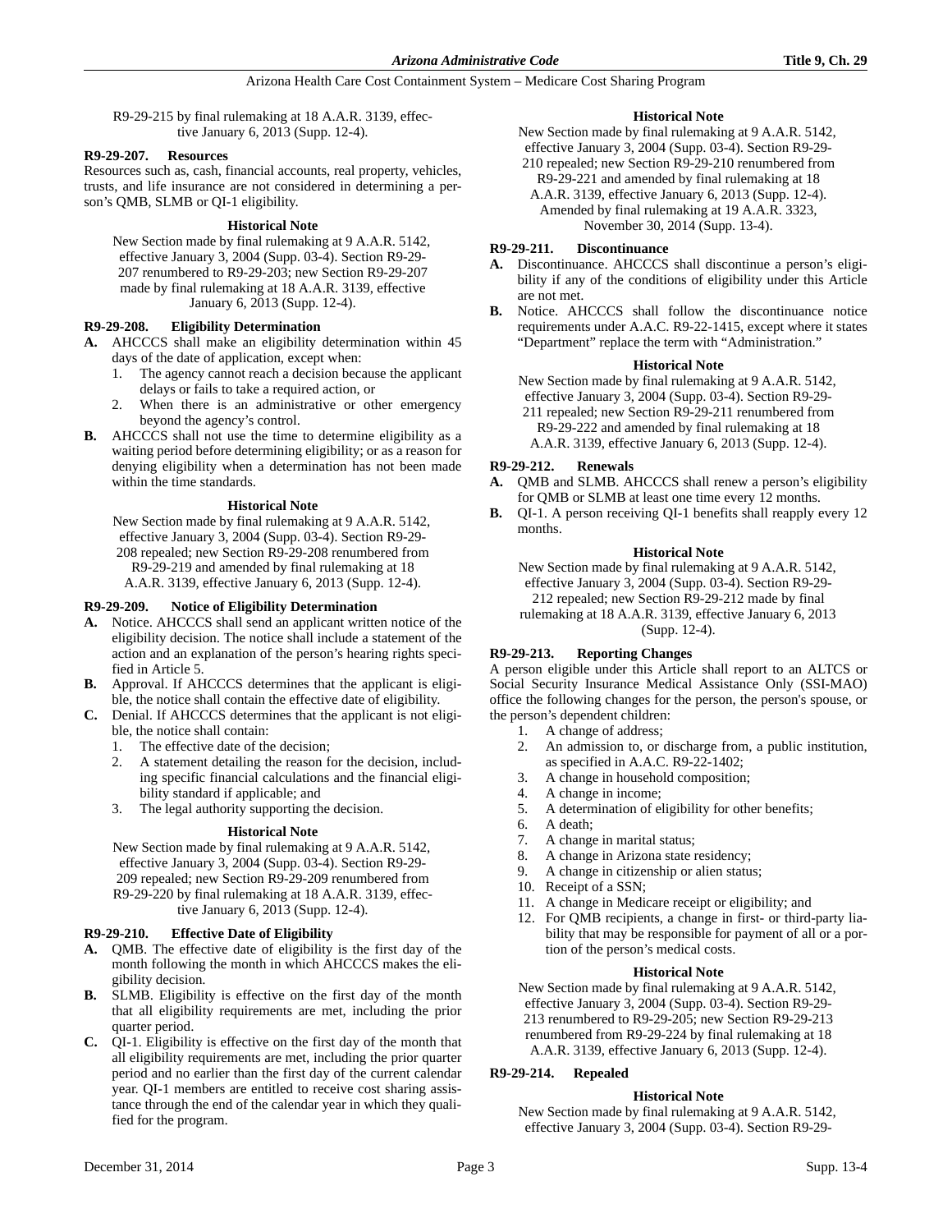R9-29-215 by final rulemaking at 18 A.A.R. 3139, effective January 6, 2013 (Supp. 12-4).

**R9-29-207. Resources**

Resources such as, cash, financial accounts, real property, vehicles, trusts, and life insurance are not considered in determining a person's QMB, SLMB or QI-1 eligibility.

**Historical Note**

New Section made by final rulemaking at 9 A.A.R. 5142, effective January 3, 2004 (Supp. 03-4). Section R9-29-207 renumbered to R9-29-203; new Section R9-29-207 made by final rulemaking at 18 A.A.R. 3139, effective January 6, 2013 (Supp. 12-4).

**R9-29-208. Eligibility Determination**

**A.** AHCCCS shall make an eligibility determination within 45 days of the date of application, except when:
1. The agency cannot reach a decision because the applicant delays or fails to take a required action, or
2. When there is an administrative or other emergency beyond the agency's control.

**B.** AHCCCS shall not use the time to determine eligibility as a waiting period before determining eligibility; or as a reason for denying eligibility when a determination has not been made within the time standards.

**Historical Note**

New Section made by final rulemaking at 9 A.A.R. 5142, effective January 3, 2004 (Supp. 03-4). Section R9-29-208 repealed; new Section R9-29-208 renumbered from R9-29-219 and amended by final rulemaking at 18 A.A.R. 3139, effective January 6, 2013 (Supp. 12-4).

**R9-29-209. Notice of Eligibility Determination**

**A.** Notice. AHCCCS shall send an applicant written notice of the eligibility decision. The notice shall include a statement of the action and an explanation of the person's hearing rights specified in Article 5.

**B.** Approval. If AHCCCS determines that the applicant is eligible, the notice shall contain the effective date of eligibility.

**C.** Denial. If AHCCCS determines that the applicant is not eligible, the notice shall contain:
1. The effective date of the decision;
2. A statement detailing the reason for the decision, including specific financial calculations and the financial eligibility standard if applicable; and
3. The legal authority supporting the decision.

**Historical Note**

New Section made by final rulemaking at 9 A.A.R. 5142, effective January 3, 2004 (Supp. 03-4). Section R9-29-209 repealed; new Section R9-29-209 renumbered from R9-29-220 by final rulemaking at 18 A.A.R. 3139, effective January 6, 2013 (Supp. 12-4).

**R9-29-210. Effective Date of Eligibility**

**A.** QMB. The effective date of eligibility is the first day of the month following the month in which AHCCCS makes the eligibility decision.

**B.** SLMB. Eligibility is effective on the first day of the month that all eligibility requirements are met, including the prior quarter period.

**C.** QI-1. Eligibility is effective on the first day of the month that all eligibility requirements are met, including the prior quarter period and no earlier than the first day of the current calendar year. QI-1 members are entitled to receive cost sharing assistance through the end of the calendar year in which they qualified for the program.

**Historical Note**

New Section made by final rulemaking at 9 A.A.R. 5142, effective January 3, 2004 (Supp. 03-4). Section R9-29-210 repealed; new Section R9-29-210 renumbered from R9-29-221 and amended by final rulemaking at 18 A.A.R. 3139, effective January 6, 2013 (Supp. 12-4). Amended by final rulemaking at 19 A.A.R. 3323, November 30, 2014 (Supp. 13-4).

**R9-29-211. Discontinuance**

**A.** Discontinuance. AHCCCS shall discontinue a person's eligibility if any of the conditions of eligibility under this Article are not met.

**B.** Notice. AHCCCS shall follow the discontinuance notice requirements under A.A.C. R9-22-1415, except where it states "Department" replace the term with "Administration."

**Historical Note**

New Section made by final rulemaking at 9 A.A.R. 5142, effective January 3, 2004 (Supp. 03-4). Section R9-29-211 repealed; new Section R9-29-211 renumbered from R9-29-222 and amended by final rulemaking at 18 A.A.R. 3139, effective January 6, 2013 (Supp. 12-4).

**R9-29-212. Renewals**

**A.** QMB and SLMB. AHCCCS shall renew a person's eligibility for QMB or SLMB at least one time every 12 months.

**B.** QI-1. A person receiving QI-1 benefits shall reapply every 12 months.

**Historical Note**

New Section made by final rulemaking at 9 A.A.R. 5142, effective January 3, 2004 (Supp. 03-4). Section R9-29-212 repealed; new Section R9-29-212 made by final rulemaking at 18 A.A.R. 3139, effective January 6, 2013 (Supp. 12-4).

**R9-29-213. Reporting Changes**

A person eligible under this Article shall report to an ALTCS or Social Security Insurance Medical Assistance Only (SSI-MAO) office the following changes for the person, the person's spouse, or the person's dependent children:
1. A change of address;
2. An admission to, or discharge from, a public institution, as specified in A.A.C. R9-22-1402;
3. A change in household composition;
4. A change in income;
5. A determination of eligibility for other benefits;
6. A death;
7. A change in marital status;
8. A change in Arizona state residency;
9. A change in citizenship or alien status;
10. Receipt of a SSN;
11. A change in Medicare receipt or eligibility; and
12. For QMB recipients, a change in first- or third-party liability that may be responsible for payment of all or a portion of the person's medical costs.

**Historical Note**

New Section made by final rulemaking at 9 A.A.R. 5142, effective January 3, 2004 (Supp. 03-4). Section R9-29-213 renumbered to R9-29-205; new Section R9-29-213 renumbered from R9-29-224 by final rulemaking at 18 A.A.R. 3139, effective January 6, 2013 (Supp. 12-4).

**R9-29-214. Repealed**

**Historical Note**

New Section made by final rulemaking at 9 A.A.R. 5142, effective January 3, 2004 (Supp. 03-4). Section R9-29-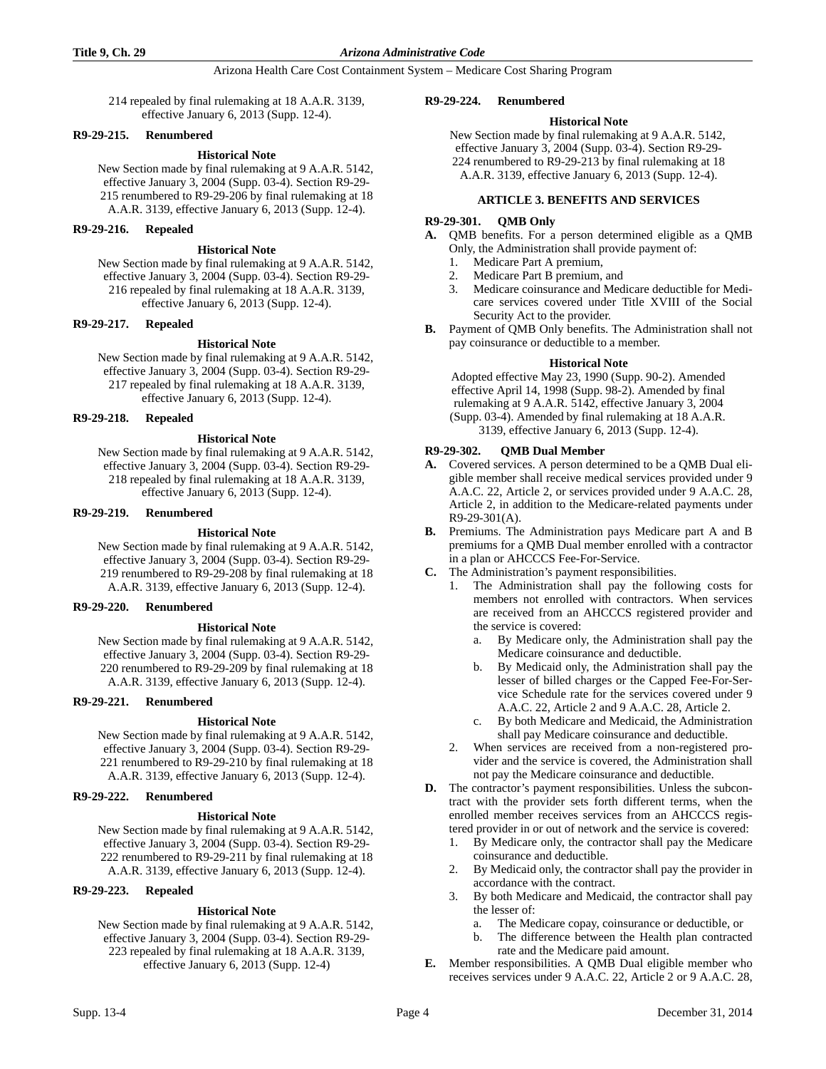214 repealed by final rulemaking at 18 A.A.R. 3139, effective January 6, 2013 (Supp. 12-4).

### R9-29-215. Renumbered

**Historical Note**

New Section made by final rulemaking at 9 A.A.R. 5142, effective January 3, 2004 (Supp. 03-4). Section R9-29-215 renumbered to R9-29-206 by final rulemaking at 18 A.A.R. 3139, effective January 6, 2013 (Supp. 12-4).

### R9-29-216. Repealed

**Historical Note**

New Section made by final rulemaking at 9 A.A.R. 5142, effective January 3, 2004 (Supp. 03-4). Section R9-29-216 repealed by final rulemaking at 18 A.A.R. 3139, effective January 6, 2013 (Supp. 12-4).

### R9-29-217. Repealed

**Historical Note**

New Section made by final rulemaking at 9 A.A.R. 5142, effective January 3, 2004 (Supp. 03-4). Section R9-29-217 repealed by final rulemaking at 18 A.A.R. 3139, effective January 6, 2013 (Supp. 12-4).

### R9-29-218. Repealed

**Historical Note**

New Section made by final rulemaking at 9 A.A.R. 5142, effective January 3, 2004 (Supp. 03-4). Section R9-29-218 repealed by final rulemaking at 18 A.A.R. 3139, effective January 6, 2013 (Supp. 12-4).

### R9-29-219. Renumbered

**Historical Note**

New Section made by final rulemaking at 9 A.A.R. 5142, effective January 3, 2004 (Supp. 03-4). Section R9-29-219 renumbered to R9-29-208 by final rulemaking at 18 A.A.R. 3139, effective January 6, 2013 (Supp. 12-4).

### R9-29-220. Renumbered

**Historical Note**

New Section made by final rulemaking at 9 A.A.R. 5142, effective January 3, 2004 (Supp. 03-4). Section R9-29-220 renumbered to R9-29-209 by final rulemaking at 18 A.A.R. 3139, effective January 6, 2013 (Supp. 12-4).

### R9-29-221. Renumbered

**Historical Note**

New Section made by final rulemaking at 9 A.A.R. 5142, effective January 3, 2004 (Supp. 03-4). Section R9-29-221 renumbered to R9-29-210 by final rulemaking at 18 A.A.R. 3139, effective January 6, 2013 (Supp. 12-4).

### R9-29-222. Renumbered

**Historical Note**

New Section made by final rulemaking at 9 A.A.R. 5142, effective January 3, 2004 (Supp. 03-4). Section R9-29-222 renumbered to R9-29-211 by final rulemaking at 18 A.A.R. 3139, effective January 6, 2013 (Supp. 12-4).

### R9-29-223. Repealed

**Historical Note**

New Section made by final rulemaking at 9 A.A.R. 5142, effective January 3, 2004 (Supp. 03-4). Section R9-29-223 repealed by final rulemaking at 18 A.A.R. 3139, effective January 6, 2013 (Supp. 12-4)

### R9-29-224. Renumbered

**Historical Note**

New Section made by final rulemaking at 9 A.A.R. 5142, effective January 3, 2004 (Supp. 03-4). Section R9-29-224 renumbered to R9-29-213 by final rulemaking at 18 A.A.R. 3139, effective January 6, 2013 (Supp. 12-4).

## ARTICLE 3. BENEFITS AND SERVICES

### R9-29-301. QMB Only

**A.** QMB benefits. For a person determined eligible as a QMB Only, the Administration shall provide payment of:
   1. Medicare Part A premium,
   2. Medicare Part B premium, and
   3. Medicare coinsurance and Medicare deductible for Medicare services covered under Title XVIII of the Social Security Act to the provider.

**B.** Payment of QMB Only benefits. The Administration shall not pay coinsurance or deductible to a member.

**Historical Note**

Adopted effective May 23, 1990 (Supp. 90-2). Amended effective April 14, 1998 (Supp. 98-2). Amended by final rulemaking at 9 A.A.R. 5142, effective January 3, 2004 (Supp. 03-4). Amended by final rulemaking at 18 A.A.R. 3139, effective January 6, 2013 (Supp. 12-4).

### R9-29-302. QMB Dual Member

**A.** Covered services. A person determined to be a QMB Dual eligible member shall receive medical services provided under 9 A.A.C. 22, Article 2, or services provided under 9 A.A.C. 28, Article 2, in addition to the Medicare-related payments under R9-29-301(A).

**B.** Premiums. The Administration pays Medicare part A and B premiums for a QMB Dual member enrolled with a contractor in a plan or AHCCCS Fee-For-Service.

**C.** The Administration's payment responsibilities.
   1. The Administration shall pay the following costs for members not enrolled with contractors. When services are received from an AHCCCS registered provider and the service is covered:
      a. By Medicare only, the Administration shall pay the Medicare coinsurance and deductible.
      b. By Medicaid only, the Administration shall pay the lesser of billed charges or the Capped Fee-For-Service Schedule rate for the services covered under 9 A.A.C. 22, Article 2 and 9 A.A.C. 28, Article 2.
      c. By both Medicare and Medicaid, the Administration shall pay Medicare coinsurance and deductible.
   2. When services are received from a non-registered provider and the service is covered, the Administration shall not pay the Medicare coinsurance and deductible.

**D.** The contractor's payment responsibilities. Unless the subcontract with the provider sets forth different terms, when the enrolled member receives services from an AHCCCS registered provider in or out of network and the service is covered:
   1. By Medicare only, the contractor shall pay the Medicare coinsurance and deductible.
   2. By Medicaid only, the contractor shall pay the provider in accordance with the contract.
   3. By both Medicare and Medicaid, the contractor shall pay the lesser of:
      a. The Medicare copay, coinsurance or deductible, or
      b. The difference between the Health plan contracted rate and the Medicare paid amount.

**E.** Member responsibilities. A QMB Dual eligible member who receives services under 9 A.A.C. 22, Article 2 or 9 A.A.C. 28,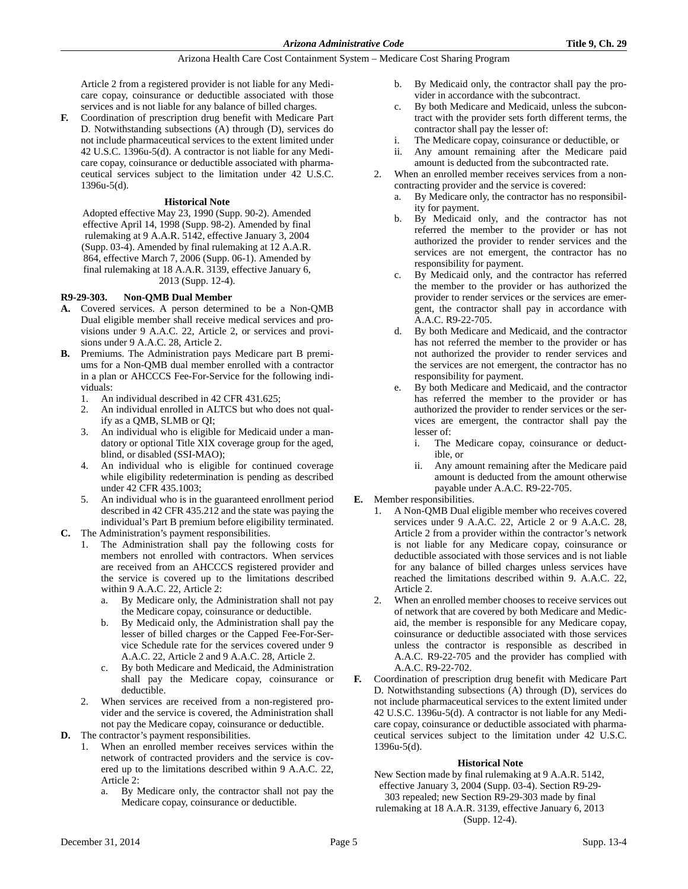Article 2 from a registered provider is not liable for any Medicare copay, coinsurance or deductible associated with those services and is not liable for any balance of billed charges.

**F.** Coordination of prescription drug benefit with Medicare Part D. Notwithstanding subsections (A) through (D), services do not include pharmaceutical services to the extent limited under 42 U.S.C. 1396u-5(d). A contractor is not liable for any Medicare copay, coinsurance or deductible associated with pharmaceutical services subject to the limitation under 42 U.S.C. 1396u-5(d).

**Historical Note**

Adopted effective May 23, 1990 (Supp. 90-2). Amended effective April 14, 1998 (Supp. 98-2). Amended by final rulemaking at 9 A.A.R. 5142, effective January 3, 2004 (Supp. 03-4). Amended by final rulemaking at 12 A.A.R. 864, effective March 7, 2006 (Supp. 06-1). Amended by final rulemaking at 18 A.A.R. 3139, effective January 6, 2013 (Supp. 12-4).

### R9-29-303. Non-QMB Dual Member

**A.** Covered services. A person determined to be a Non-QMB Dual eligible member shall receive medical services and provisions under 9 A.A.C. 22, Article 2, or services and provisions under 9 A.A.C. 28, Article 2.

**B.** Premiums. The Administration pays Medicare part B premiums for a Non-QMB dual member enrolled with a contractor in a plan or AHCCCS Fee-For-Service for the following individuals:

1. An individual described in 42 CFR 431.625;
2. An individual enrolled in ALTCS but who does not qualify as a QMB, SLMB or QI;
3. An individual who is eligible for Medicaid under a mandatory or optional Title XIX coverage group for the aged, blind, or disabled (SSI-MAO);
4. An individual who is eligible for continued coverage while eligibility redetermination is pending as described under 42 CFR 435.1003;
5. An individual who is in the guaranteed enrollment period described in 42 CFR 435.212 and the state was paying the individual's Part B premium before eligibility terminated.

**C.** The Administration's payment responsibilities.

1. The Administration shall pay the following costs for members not enrolled with contractors. When services are received from an AHCCCS registered provider and the service is covered up to the limitations described within 9 A.A.C. 22, Article 2:
   a. By Medicare only, the Administration shall not pay the Medicare copay, coinsurance or deductible.
   b. By Medicaid only, the Administration shall pay the lesser of billed charges or the Capped Fee-For-Service Schedule rate for the services covered under 9 A.A.C. 22, Article 2 and 9 A.A.C. 28, Article 2.
   c. By both Medicare and Medicaid, the Administration shall pay the Medicare copay, coinsurance or deductible.
2. When services are received from a non-registered provider and the service is covered, the Administration shall not pay the Medicare copay, coinsurance or deductible.

**D.** The contractor's payment responsibilities.

1. When an enrolled member receives services within the network of contracted providers and the service is covered up to the limitations described within 9 A.A.C. 22, Article 2:
   a. By Medicare only, the contractor shall not pay the Medicare copay, coinsurance or deductible.
   b. By Medicaid only, the contractor shall pay the provider in accordance with the subcontract.
   c. By both Medicare and Medicaid, unless the subcontract with the provider sets forth different terms, the contractor shall pay the lesser of:
      i. The Medicare copay, coinsurance or deductible, or
      ii. Any amount remaining after the Medicare paid amount is deducted from the subcontracted rate.
2. When an enrolled member receives services from a noncontracting provider and the service is covered:
   a. By Medicare only, the contractor has no responsibility for payment.
   b. By Medicaid only, and the contractor has not referred the member to the provider or has not authorized the provider to render services and the services are not emergent, the contractor has no responsibility for payment.
   c. By Medicaid only, and the contractor has referred the member to the provider or has authorized the provider to render services or the services are emergent, the contractor shall pay in accordance with A.A.C. R9-22-705.
   d. By both Medicare and Medicaid, and the contractor has not referred the member to the provider or has not authorized the provider to render services and the services are not emergent, the contractor has no responsibility for payment.
   e. By both Medicare and Medicaid, and the contractor has referred the member to the provider or has authorized the provider to render services or the services are emergent, the contractor shall pay the lesser of:
      i. The Medicare copay, coinsurance or deductible, or
      ii. Any amount remaining after the Medicare paid amount is deducted from the amount otherwise payable under A.A.C. R9-22-705.

**E.** Member responsibilities.

1. A Non-QMB Dual eligible member who receives covered services under 9 A.A.C. 22, Article 2 or 9 A.A.C. 28, Article 2 from a provider within the contractor's network is not liable for any Medicare copay, coinsurance or deductible associated with those services and is not liable for any balance of billed charges unless services have reached the limitations described within 9. A.A.C. 22, Article 2.
2. When an enrolled member chooses to receive services out of network that are covered by both Medicare and Medicaid, the member is responsible for any Medicare copay, coinsurance or deductible associated with those services unless the contractor is responsible as described in A.A.C. R9-22-705 and the provider has complied with A.A.C. R9-22-702.

**F.** Coordination of prescription drug benefit with Medicare Part D. Notwithstanding subsections (A) through (D), services do not include pharmaceutical services to the extent limited under 42 U.S.C. 1396u-5(d). A contractor is not liable for any Medicare copay, coinsurance or deductible associated with pharmaceutical services subject to the limitation under 42 U.S.C. 1396u-5(d).

**Historical Note**

New Section made by final rulemaking at 9 A.A.R. 5142, effective January 3, 2004 (Supp. 03-4). Section R9-29-303 repealed; new Section R9-29-303 made by final rulemaking at 18 A.A.R. 3139, effective January 6, 2013 (Supp. 12-4).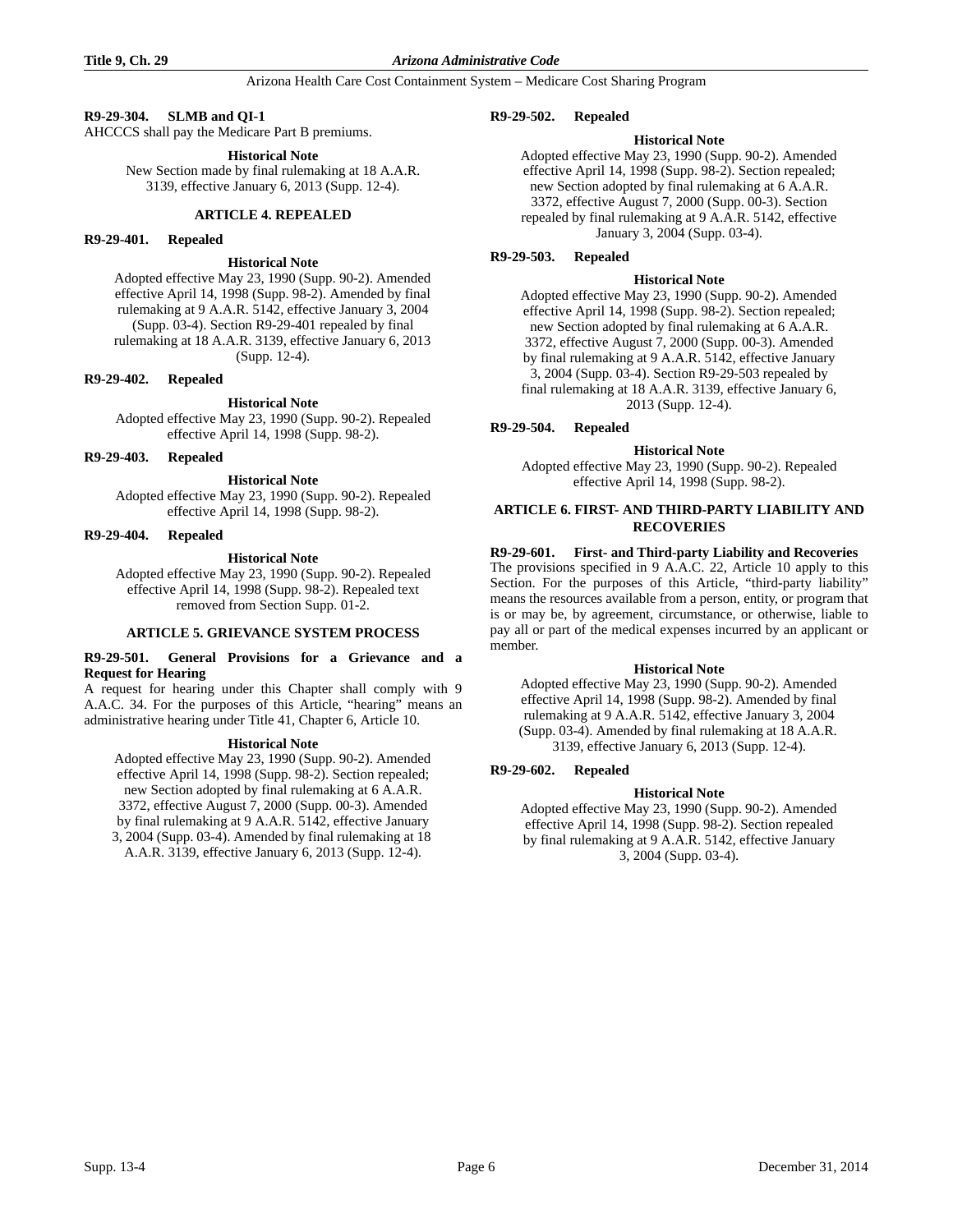**R9-29-304. SLMB and QI-1**

AHCCCS shall pay the Medicare Part B premiums.

**Historical Note**

New Section made by final rulemaking at 18 A.A.R. 3139, effective January 6, 2013 (Supp. 12-4).

## ARTICLE 4. REPEALED

**R9-29-401. Repealed**

**Historical Note**

Adopted effective May 23, 1990 (Supp. 90-2). Amended effective April 14, 1998 (Supp. 98-2). Amended by final rulemaking at 9 A.A.R. 5142, effective January 3, 2004 (Supp. 03-4). Section R9-29-401 repealed by final rulemaking at 18 A.A.R. 3139, effective January 6, 2013 (Supp. 12-4).

**R9-29-402. Repealed**

**Historical Note**

Adopted effective May 23, 1990 (Supp. 90-2). Repealed effective April 14, 1998 (Supp. 98-2).

**R9-29-403. Repealed**

**Historical Note**

Adopted effective May 23, 1990 (Supp. 90-2). Repealed effective April 14, 1998 (Supp. 98-2).

**R9-29-404. Repealed**

**Historical Note**

Adopted effective May 23, 1990 (Supp. 90-2). Repealed effective April 14, 1998 (Supp. 98-2). Repealed text removed from Section Supp. 01-2.

## ARTICLE 5. GRIEVANCE SYSTEM PROCESS

**R9-29-501. General Provisions for a Grievance and a Request for Hearing**

A request for hearing under this Chapter shall comply with 9 A.A.C. 34. For the purposes of this Article, "hearing" means an administrative hearing under Title 41, Chapter 6, Article 10.

**Historical Note**

Adopted effective May 23, 1990 (Supp. 90-2). Amended effective April 14, 1998 (Supp. 98-2). Section repealed; new Section adopted by final rulemaking at 6 A.A.R. 3372, effective August 7, 2000 (Supp. 00-3). Amended by final rulemaking at 9 A.A.R. 5142, effective January 3, 2004 (Supp. 03-4). Amended by final rulemaking at 18 A.A.R. 3139, effective January 6, 2013 (Supp. 12-4).

**R9-29-502. Repealed**

**Historical Note**

Adopted effective May 23, 1990 (Supp. 90-2). Amended effective April 14, 1998 (Supp. 98-2). Section repealed; new Section adopted by final rulemaking at 6 A.A.R. 3372, effective August 7, 2000 (Supp. 00-3). Section repealed by final rulemaking at 9 A.A.R. 5142, effective January 3, 2004 (Supp. 03-4).

**R9-29-503. Repealed**

**Historical Note**

Adopted effective May 23, 1990 (Supp. 90-2). Amended effective April 14, 1998 (Supp. 98-2). Section repealed; new Section adopted by final rulemaking at 6 A.A.R. 3372, effective August 7, 2000 (Supp. 00-3). Amended by final rulemaking at 9 A.A.R. 5142, effective January 3, 2004 (Supp. 03-4). Section R9-29-503 repealed by final rulemaking at 18 A.A.R. 3139, effective January 6, 2013 (Supp. 12-4).

**R9-29-504. Repealed**

**Historical Note**

Adopted effective May 23, 1990 (Supp. 90-2). Repealed effective April 14, 1998 (Supp. 98-2).

## ARTICLE 6. FIRST- AND THIRD-PARTY LIABILITY AND RECOVERIES

**R9-29-601. First- and Third-party Liability and Recoveries**

The provisions specified in 9 A.A.C. 22, Article 10 apply to this Section. For the purposes of this Article, "third-party liability" means the resources available from a person, entity, or program that is or may be, by agreement, circumstance, or otherwise, liable to pay all or part of the medical expenses incurred by an applicant or member.

**Historical Note**

Adopted effective May 23, 1990 (Supp. 90-2). Amended effective April 14, 1998 (Supp. 98-2). Amended by final rulemaking at 9 A.A.R. 5142, effective January 3, 2004 (Supp. 03-4). Amended by final rulemaking at 18 A.A.R. 3139, effective January 6, 2013 (Supp. 12-4).

**R9-29-602. Repealed**

**Historical Note**

Adopted effective May 23, 1990 (Supp. 90-2). Amended effective April 14, 1998 (Supp. 98-2). Section repealed by final rulemaking at 9 A.A.R. 5142, effective January 3, 2004 (Supp. 03-4).